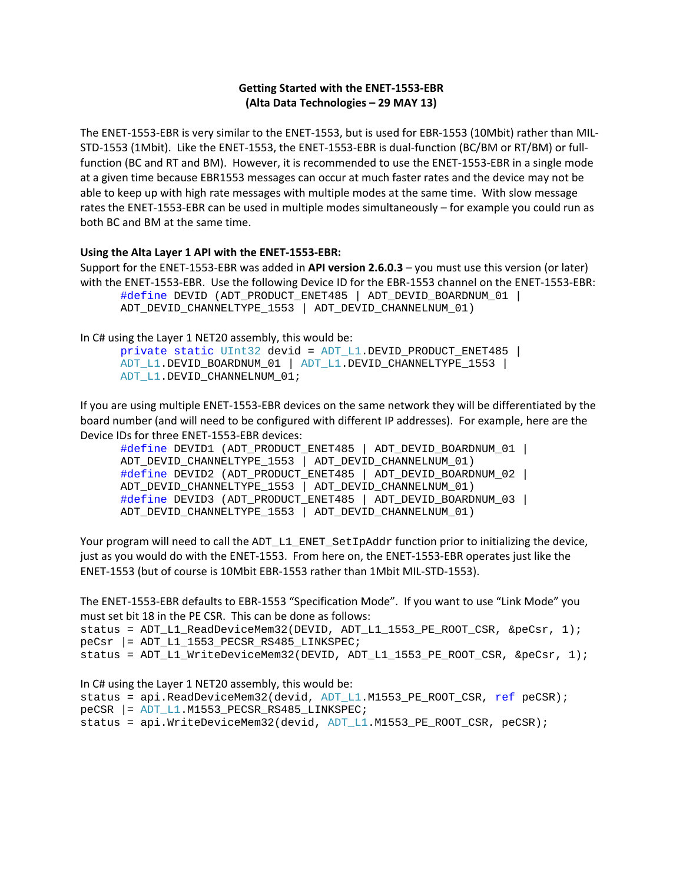**Getting Started with the ENET-1553-EBR**
**(Alta Data Technologies – 29 MAY 13)**

The ENET-1553-EBR is very similar to the ENET-1553, but is used for EBR-1553 (10Mbit) rather than MIL-STD-1553 (1Mbit). Like the ENET-1553, the ENET-1553-EBR is dual-function (BC/BM or RT/BM) or full-function (BC and RT and BM). However, it is recommended to use the ENET-1553-EBR in a single mode at a given time because EBR1553 messages can occur at much faster rates and the device may not be able to keep up with high rate messages with multiple modes at the same time. With slow message rates the ENET-1553-EBR can be used in multiple modes simultaneously – for example you could run as both BC and BM at the same time.

**Using the Alta Layer 1 API with the ENET-1553-EBR:**

Support for the ENET-1553-EBR was added in **API version 2.6.0.3** – you must use this version (or later) with the ENET-1553-EBR. Use the following Device ID for the EBR-1553 channel on the ENET-1553-EBR:

```
#define DEVID (ADT_PRODUCT_ENET485 | ADT_DEVID_BOARDNUM_01 |
ADT_DEVID_CHANNELTYPE_1553 | ADT_DEVID_CHANNELNUM_01)
```

In C# using the Layer 1 NET20 assembly, this would be:

```
private static UInt32 devid = ADT_L1.DEVID_PRODUCT_ENET485 |
ADT_L1.DEVID_BOARDNUM_01 | ADT_L1.DEVID_CHANNELTYPE_1553 |
ADT_L1.DEVID_CHANNELNUM_01;
```

If you are using multiple ENET-1553-EBR devices on the same network they will be differentiated by the board number (and will need to be configured with different IP addresses). For example, here are the Device IDs for three ENET-1553-EBR devices:

```
#define DEVID1 (ADT_PRODUCT_ENET485 | ADT_DEVID_BOARDNUM_01 |
ADT_DEVID_CHANNELTYPE_1553 | ADT_DEVID_CHANNELNUM_01)
#define DEVID2 (ADT_PRODUCT_ENET485 | ADT_DEVID_BOARDNUM_02 |
ADT_DEVID_CHANNELTYPE_1553 | ADT_DEVID_CHANNELNUM_01)
#define DEVID3 (ADT_PRODUCT_ENET485 | ADT_DEVID_BOARDNUM_03 |
ADT_DEVID_CHANNELTYPE_1553 | ADT_DEVID_CHANNELNUM_01)
```

Your program will need to call the `ADT_L1_ENET_SetIpAddr` function prior to initializing the device, just as you would do with the ENET-1553. From here on, the ENET-1553-EBR operates just like the ENET-1553 (but of course is 10Mbit EBR-1553 rather than 1Mbit MIL-STD-1553).

The ENET-1553-EBR defaults to EBR-1553 "Specification Mode". If you want to use "Link Mode" you must set bit 18 in the PE CSR. This can be done as follows:

```
status = ADT_L1_ReadDeviceMem32(DEVID, ADT_L1_1553_PE_ROOT_CSR, &peCsr, 1);
peCsr |= ADT_L1_1553_PECSR_RS485_LINKSPEC;
status = ADT_L1_WriteDeviceMem32(DEVID, ADT_L1_1553_PE_ROOT_CSR, &peCsr, 1);
```

In C# using the Layer 1 NET20 assembly, this would be:

```
status = api.ReadDeviceMem32(devid, ADT_L1.M1553_PE_ROOT_CSR, ref peCSR);
peCSR |= ADT_L1.M1553_PECSR_RS485_LINKSPEC;
status = api.WriteDeviceMem32(devid, ADT_L1.M1553_PE_ROOT_CSR, peCSR);
```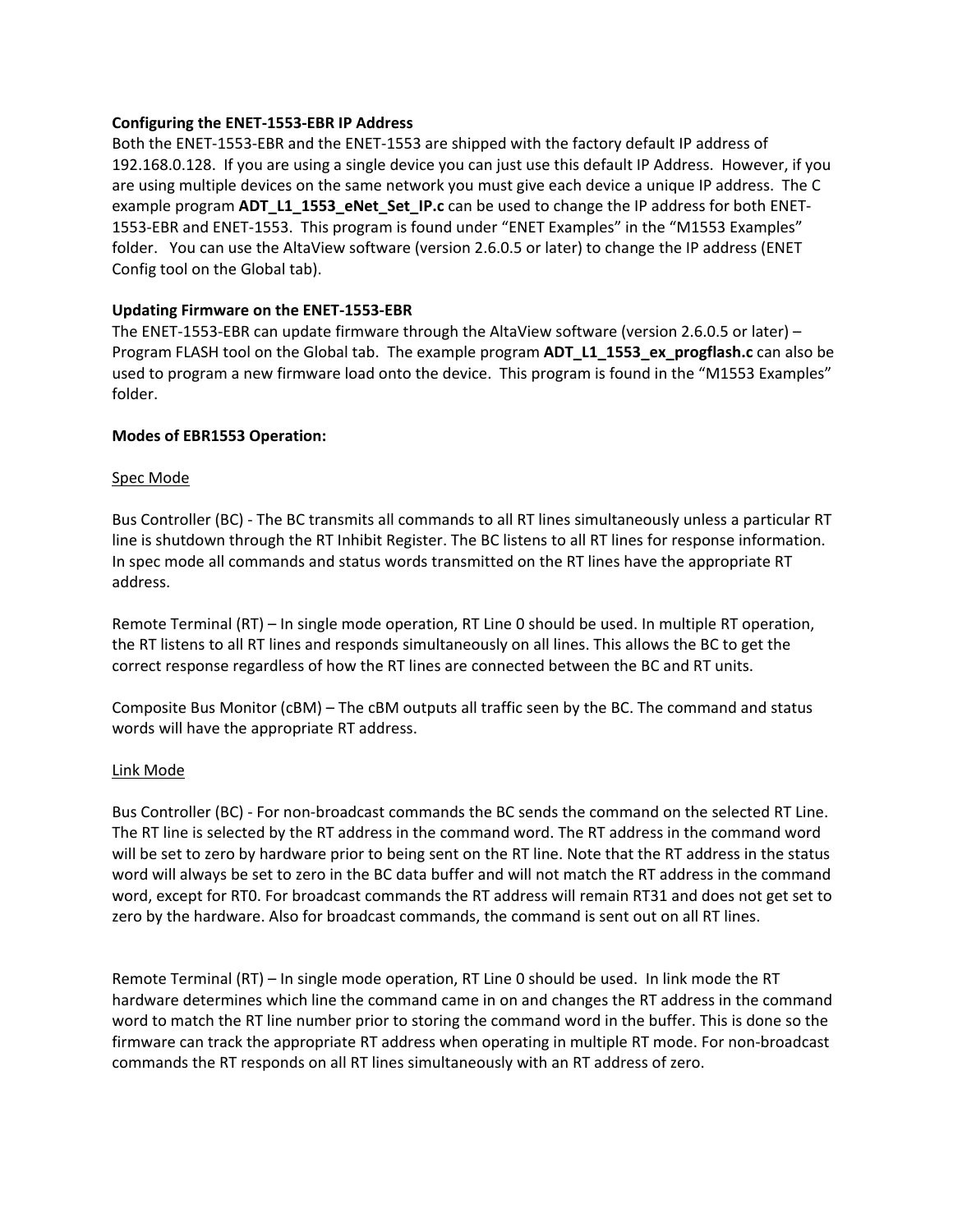**Configuring the ENET-1553-EBR IP Address**

Both the ENET-1553-EBR and the ENET-1553 are shipped with the factory default IP address of 192.168.0.128. If you are using a single device you can just use this default IP Address. However, if you are using multiple devices on the same network you must give each device a unique IP address. The C example program **ADT_L1_1553_eNet_Set_IP.c** can be used to change the IP address for both ENET-1553-EBR and ENET-1553. This program is found under "ENET Examples" in the "M1553 Examples" folder. You can use the AltaView software (version 2.6.0.5 or later) to change the IP address (ENET Config tool on the Global tab).

**Updating Firmware on the ENET-1553-EBR**

The ENET-1553-EBR can update firmware through the AltaView software (version 2.6.0.5 or later) – Program FLASH tool on the Global tab. The example program **ADT_L1_1553_ex_progflash.c** can also be used to program a new firmware load onto the device. This program is found in the "M1553 Examples" folder.

**Modes of EBR1553 Operation:**

<u>Spec Mode</u>

Bus Controller (BC) - The BC transmits all commands to all RT lines simultaneously unless a particular RT line is shutdown through the RT Inhibit Register. The BC listens to all RT lines for response information. In spec mode all commands and status words transmitted on the RT lines have the appropriate RT address.

Remote Terminal (RT) – In single mode operation, RT Line 0 should be used. In multiple RT operation, the RT listens to all RT lines and responds simultaneously on all lines. This allows the BC to get the correct response regardless of how the RT lines are connected between the BC and RT units.

Composite Bus Monitor (cBM) – The cBM outputs all traffic seen by the BC. The command and status words will have the appropriate RT address.

<u>Link Mode</u>

Bus Controller (BC) - For non-broadcast commands the BC sends the command on the selected RT Line. The RT line is selected by the RT address in the command word. The RT address in the command word will be set to zero by hardware prior to being sent on the RT line. Note that the RT address in the status word will always be set to zero in the BC data buffer and will not match the RT address in the command word, except for RT0. For broadcast commands the RT address will remain RT31 and does not get set to zero by the hardware. Also for broadcast commands, the command is sent out on all RT lines.

Remote Terminal (RT) – In single mode operation, RT Line 0 should be used. In link mode the RT hardware determines which line the command came in on and changes the RT address in the command word to match the RT line number prior to storing the command word in the buffer. This is done so the firmware can track the appropriate RT address when operating in multiple RT mode. For non-broadcast commands the RT responds on all RT lines simultaneously with an RT address of zero.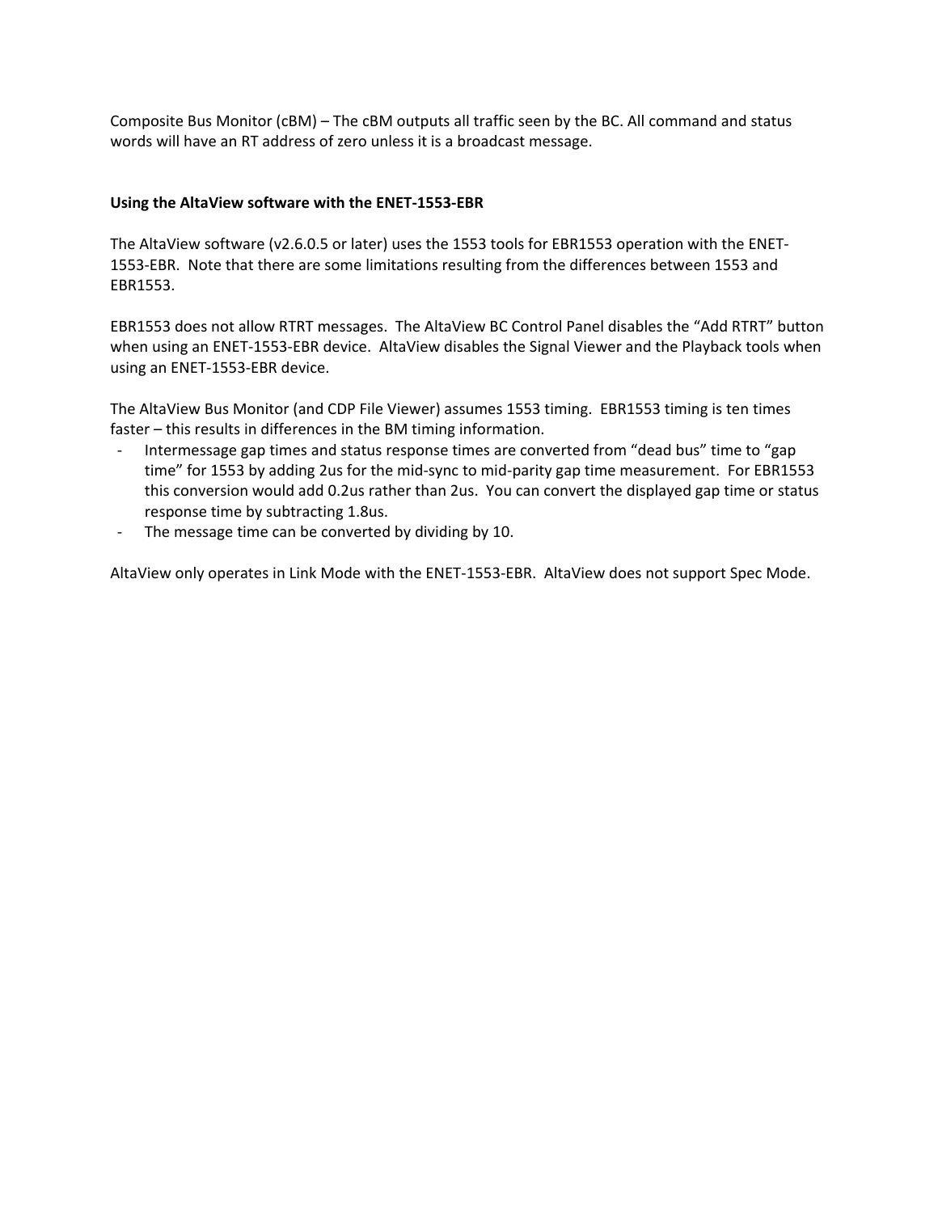Composite Bus Monitor (cBM) – The cBM outputs all traffic seen by the BC. All command and status words will have an RT address of zero unless it is a broadcast message.

**Using the AltaView software with the ENET-1553-EBR**

The AltaView software (v2.6.0.5 or later) uses the 1553 tools for EBR1553 operation with the ENET-1553-EBR. Note that there are some limitations resulting from the differences between 1553 and EBR1553.

EBR1553 does not allow RTRT messages. The AltaView BC Control Panel disables the "Add RTRT" button when using an ENET-1553-EBR device. AltaView disables the Signal Viewer and the Playback tools when using an ENET-1553-EBR device.

The AltaView Bus Monitor (and CDP File Viewer) assumes 1553 timing. EBR1553 timing is ten times faster – this results in differences in the BM timing information.

- Intermessage gap times and status response times are converted from "dead bus" time to "gap time" for 1553 by adding 2us for the mid-sync to mid-parity gap time measurement. For EBR1553 this conversion would add 0.2us rather than 2us. You can convert the displayed gap time or status response time by subtracting 1.8us.
- The message time can be converted by dividing by 10.

AltaView only operates in Link Mode with the ENET-1553-EBR. AltaView does not support Spec Mode.